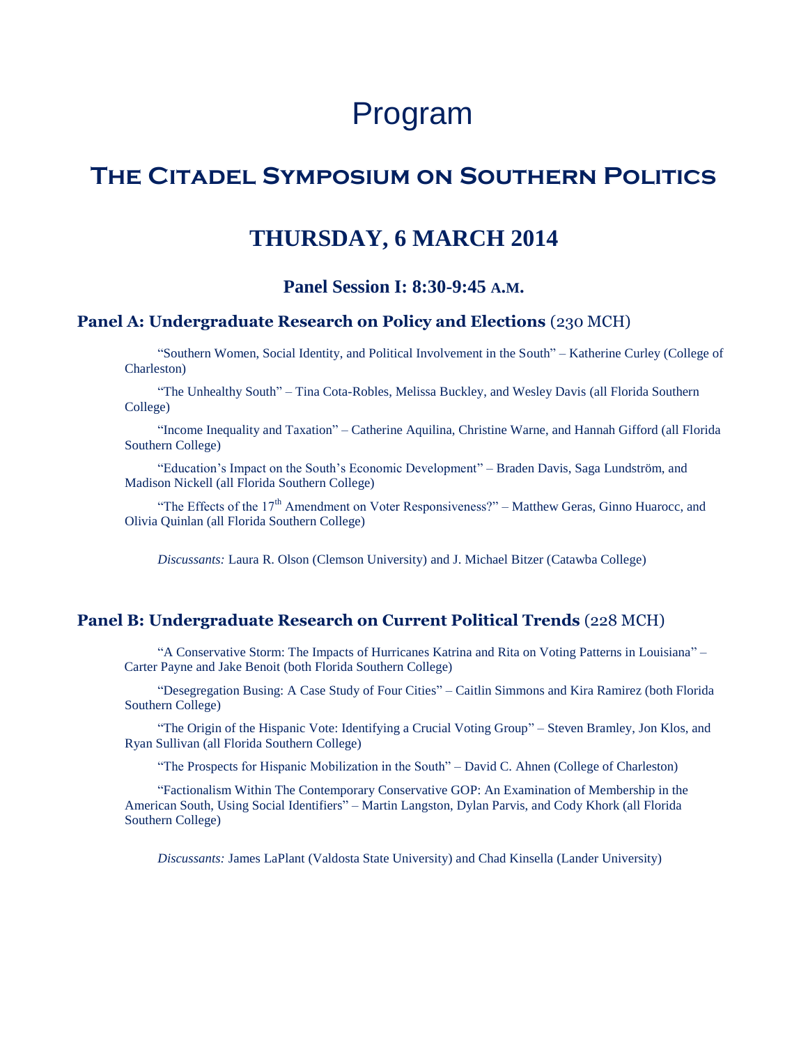# Program

## The Citadel Symposium on Southern Politics

## THURSDAY, 6 MARCH 2014

### Panel Session I: 8:30-9:45 A.M.

**Panel A: Undergraduate Research on Policy and Elections** (230 MCH)

"Southern Women, Social Identity, and Political Involvement in the South" – Katherine Curley (College of Charleston)

"The Unhealthy South" – Tina Cota-Robles, Melissa Buckley, and Wesley Davis (all Florida Southern College)

"Income Inequality and Taxation" – Catherine Aquilina, Christine Warne, and Hannah Gifford (all Florida Southern College)

"Education's Impact on the South's Economic Development" – Braden Davis, Saga Lundström, and Madison Nickell (all Florida Southern College)

"The Effects of the 17th Amendment on Voter Responsiveness?" – Matthew Geras, Ginno Huarocc, and Olivia Quinlan (all Florida Southern College)

*Discussants:* Laura R. Olson (Clemson University) and J. Michael Bitzer (Catawba College)

**Panel B: Undergraduate Research on Current Political Trends** (228 MCH)

"A Conservative Storm: The Impacts of Hurricanes Katrina and Rita on Voting Patterns in Louisiana" – Carter Payne and Jake Benoit (both Florida Southern College)

"Desegregation Busing: A Case Study of Four Cities" – Caitlin Simmons and Kira Ramirez (both Florida Southern College)

"The Origin of the Hispanic Vote: Identifying a Crucial Voting Group" – Steven Bramley, Jon Klos, and Ryan Sullivan (all Florida Southern College)

"The Prospects for Hispanic Mobilization in the South" – David C. Ahnen (College of Charleston)

"Factionalism Within The Contemporary Conservative GOP: An Examination of Membership in the American South, Using Social Identifiers" – Martin Langston, Dylan Parvis, and Cody Khork (all Florida Southern College)

*Discussants:* James LaPlant (Valdosta State University) and Chad Kinsella (Lander University)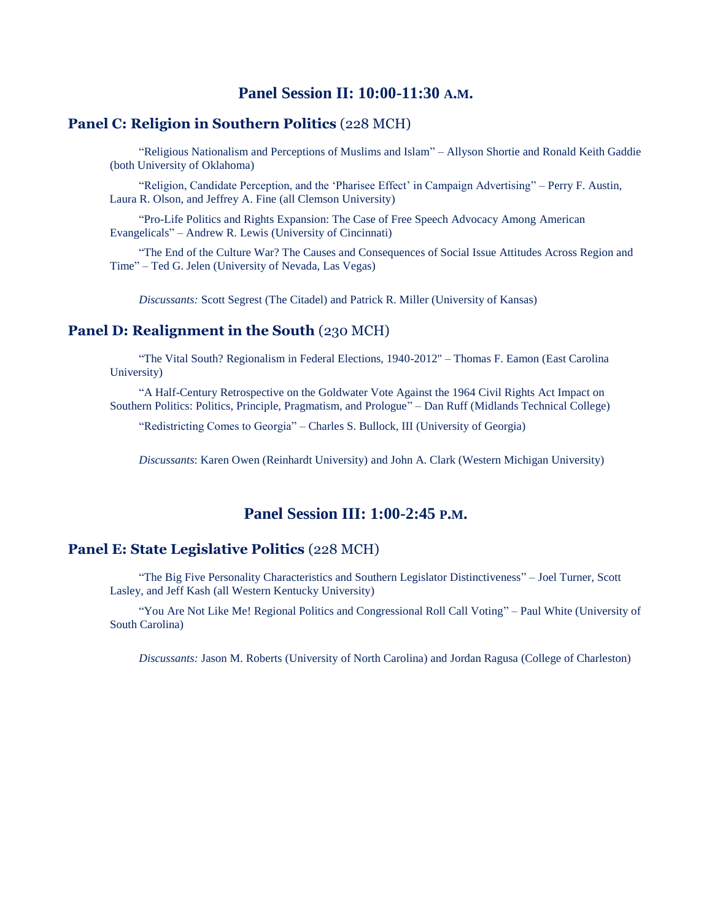## Panel Session II: 10:00-11:30 A.M.

### **Panel C: Religion in Southern Politics** (228 MCH)

"Religious Nationalism and Perceptions of Muslims and Islam" – Allyson Shortie and Ronald Keith Gaddie (both University of Oklahoma)

"Religion, Candidate Perception, and the 'Pharisee Effect' in Campaign Advertising" – Perry F. Austin, Laura R. Olson, and Jeffrey A. Fine (all Clemson University)

"Pro-Life Politics and Rights Expansion: The Case of Free Speech Advocacy Among American Evangelicals" – Andrew R. Lewis (University of Cincinnati)

"The End of the Culture War? The Causes and Consequences of Social Issue Attitudes Across Region and Time" – Ted G. Jelen (University of Nevada, Las Vegas)

*Discussants:* Scott Segrest (The Citadel) and Patrick R. Miller (University of Kansas)

### **Panel D: Realignment in the South** (230 MCH)

"The Vital South? Regionalism in Federal Elections, 1940-2012" – Thomas F. Eamon (East Carolina University)

"A Half-Century Retrospective on the Goldwater Vote Against the 1964 Civil Rights Act Impact on Southern Politics: Politics, Principle, Pragmatism, and Prologue" – Dan Ruff (Midlands Technical College)

"Redistricting Comes to Georgia" – Charles S. Bullock, III (University of Georgia)

*Discussants*: Karen Owen (Reinhardt University) and John A. Clark (Western Michigan University)

## Panel Session III: 1:00-2:45 P.M.

### **Panel E: State Legislative Politics** (228 MCH)

"The Big Five Personality Characteristics and Southern Legislator Distinctiveness" – Joel Turner, Scott Lasley, and Jeff Kash (all Western Kentucky University)

"You Are Not Like Me! Regional Politics and Congressional Roll Call Voting" – Paul White (University of South Carolina)

*Discussants:* Jason M. Roberts (University of North Carolina) and Jordan Ragusa (College of Charleston)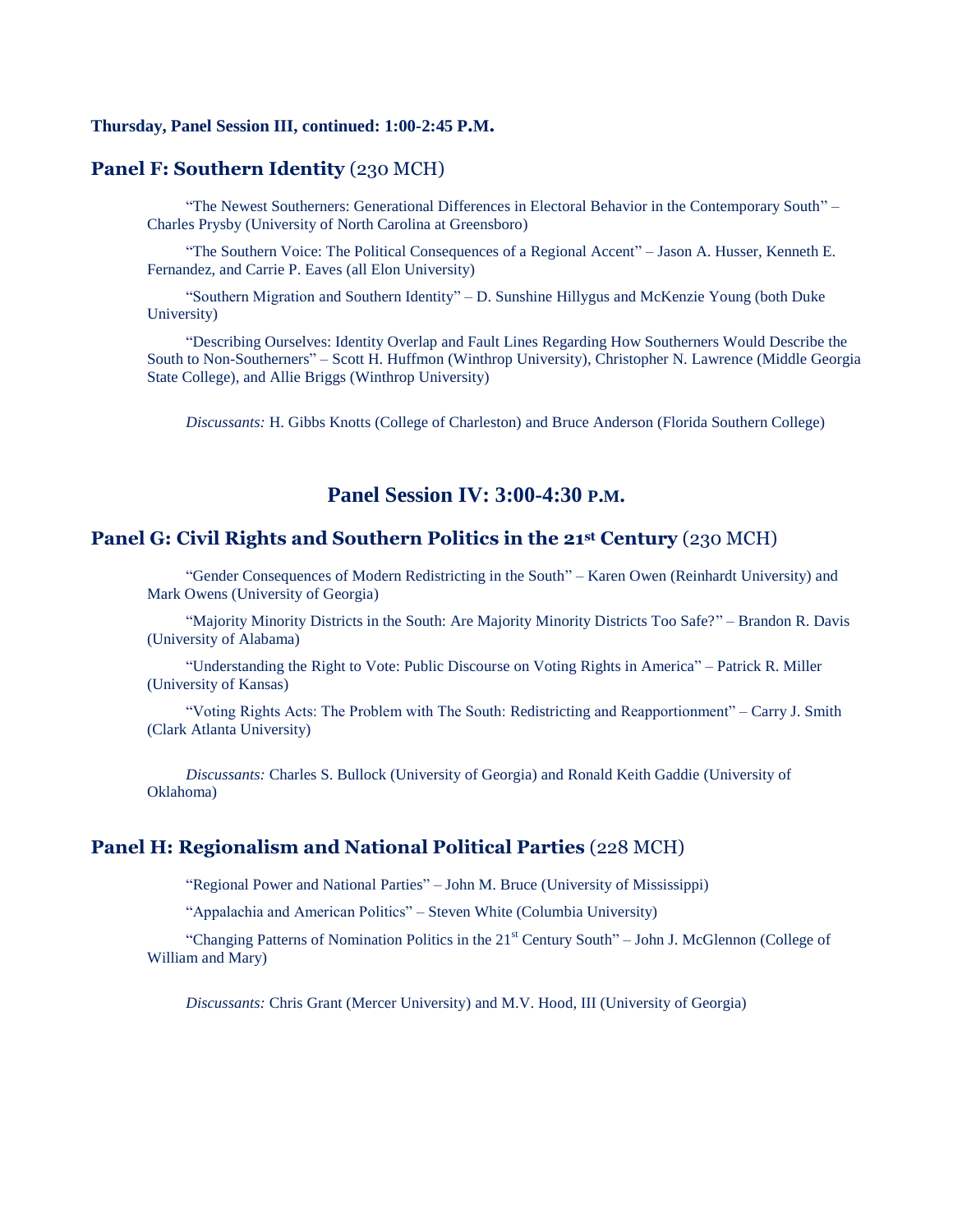**Thursday, Panel Session III, continued: 1:00-2:45 P.M.**

## Panel F: Southern Identity (230 MCH)

"The Newest Southerners: Generational Differences in Electoral Behavior in the Contemporary South" – Charles Prysby (University of North Carolina at Greensboro)

"The Southern Voice: The Political Consequences of a Regional Accent" – Jason A. Husser, Kenneth E. Fernandez, and Carrie P. Eaves (all Elon University)

"Southern Migration and Southern Identity" – D. Sunshine Hillygus and McKenzie Young (both Duke University)

"Describing Ourselves: Identity Overlap and Fault Lines Regarding How Southerners Would Describe the South to Non-Southerners" – Scott H. Huffmon (Winthrop University), Christopher N. Lawrence (Middle Georgia State College), and Allie Briggs (Winthrop University)

*Discussants:* H. Gibbs Knotts (College of Charleston) and Bruce Anderson (Florida Southern College)

# Panel Session IV: 3:00-4:30 P.M.

## Panel G: Civil Rights and Southern Politics in the 21st Century (230 MCH)

"Gender Consequences of Modern Redistricting in the South" – Karen Owen (Reinhardt University) and Mark Owens (University of Georgia)

"Majority Minority Districts in the South: Are Majority Minority Districts Too Safe?" – Brandon R. Davis (University of Alabama)

"Understanding the Right to Vote: Public Discourse on Voting Rights in America" – Patrick R. Miller (University of Kansas)

"Voting Rights Acts: The Problem with The South: Redistricting and Reapportionment" – Carry J. Smith (Clark Atlanta University)

*Discussants:* Charles S. Bullock (University of Georgia) and Ronald Keith Gaddie (University of Oklahoma)

## Panel H: Regionalism and National Political Parties (228 MCH)

"Regional Power and National Parties" – John M. Bruce (University of Mississippi)

"Appalachia and American Politics" – Steven White (Columbia University)

"Changing Patterns of Nomination Politics in the 21st Century South" – John J. McGlennon (College of William and Mary)

*Discussants:* Chris Grant (Mercer University) and M.V. Hood, III (University of Georgia)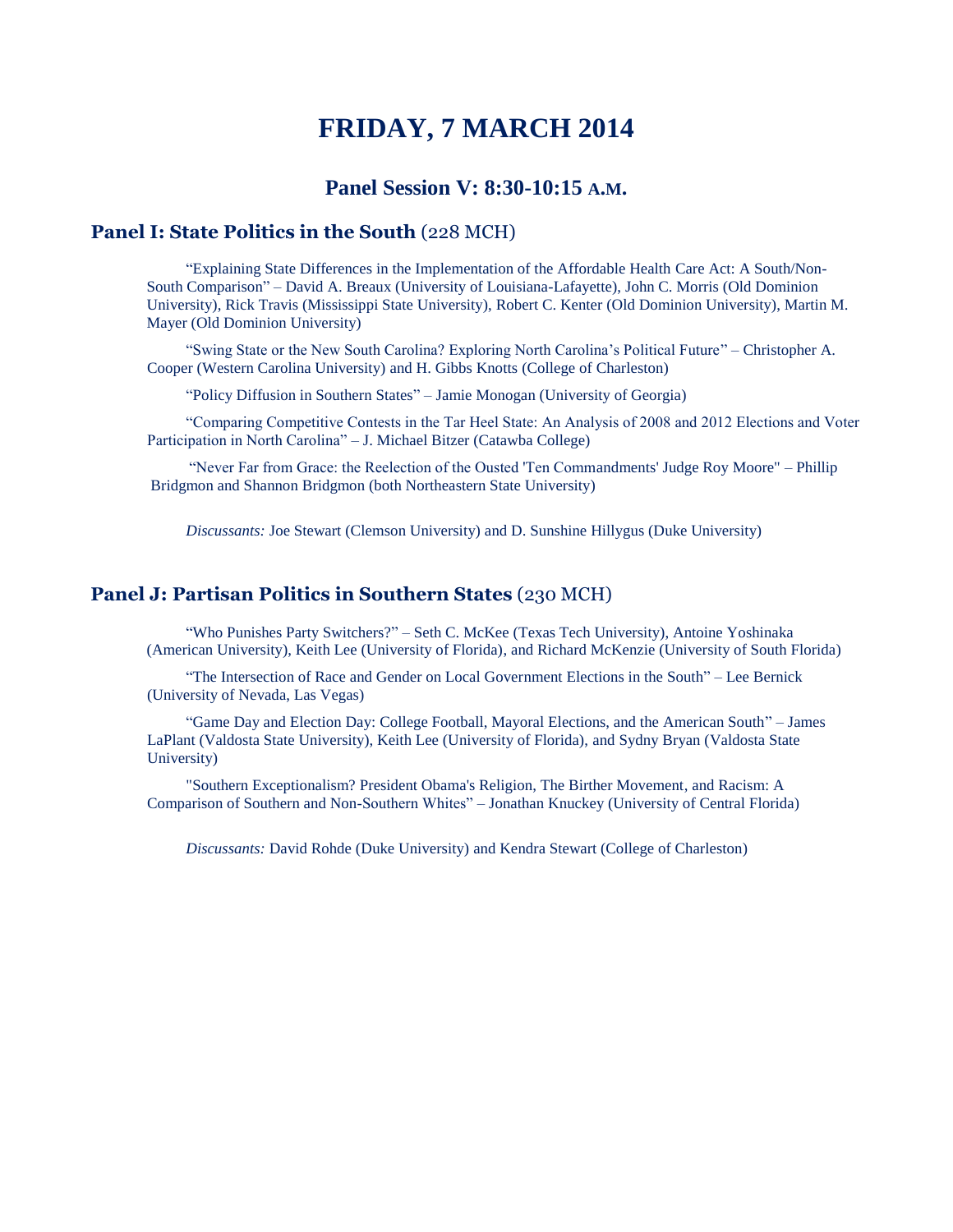# FRIDAY, 7 MARCH 2014

## Panel Session V: 8:30-10:15 A.M.

### **Panel I: State Politics in the South** (228 MCH)

"Explaining State Differences in the Implementation of the Affordable Health Care Act: A South/Non-South Comparison" – David A. Breaux (University of Louisiana-Lafayette), John C. Morris (Old Dominion University), Rick Travis (Mississippi State University), Robert C. Kenter (Old Dominion University), Martin M. Mayer (Old Dominion University)

"Swing State or the New South Carolina? Exploring North Carolina's Political Future" – Christopher A. Cooper (Western Carolina University) and H. Gibbs Knotts (College of Charleston)

"Policy Diffusion in Southern States" – Jamie Monogan (University of Georgia)

"Comparing Competitive Contests in the Tar Heel State: An Analysis of 2008 and 2012 Elections and Voter Participation in North Carolina" – J. Michael Bitzer (Catawba College)

"Never Far from Grace: the Reelection of the Ousted 'Ten Commandments' Judge Roy Moore" – Phillip Bridgmon and Shannon Bridgmon (both Northeastern State University)

*Discussants:* Joe Stewart (Clemson University) and D. Sunshine Hillygus (Duke University)

### **Panel J: Partisan Politics in Southern States** (230 MCH)

"Who Punishes Party Switchers?" – Seth C. McKee (Texas Tech University), Antoine Yoshinaka (American University), Keith Lee (University of Florida), and Richard McKenzie (University of South Florida)

"The Intersection of Race and Gender on Local Government Elections in the South" – Lee Bernick (University of Nevada, Las Vegas)

"Game Day and Election Day: College Football, Mayoral Elections, and the American South" – James LaPlant (Valdosta State University), Keith Lee (University of Florida), and Sydny Bryan (Valdosta State University)

"Southern Exceptionalism? President Obama's Religion, The Birther Movement, and Racism: A Comparison of Southern and Non-Southern Whites" – Jonathan Knuckey (University of Central Florida)

*Discussants:* David Rohde (Duke University) and Kendra Stewart (College of Charleston)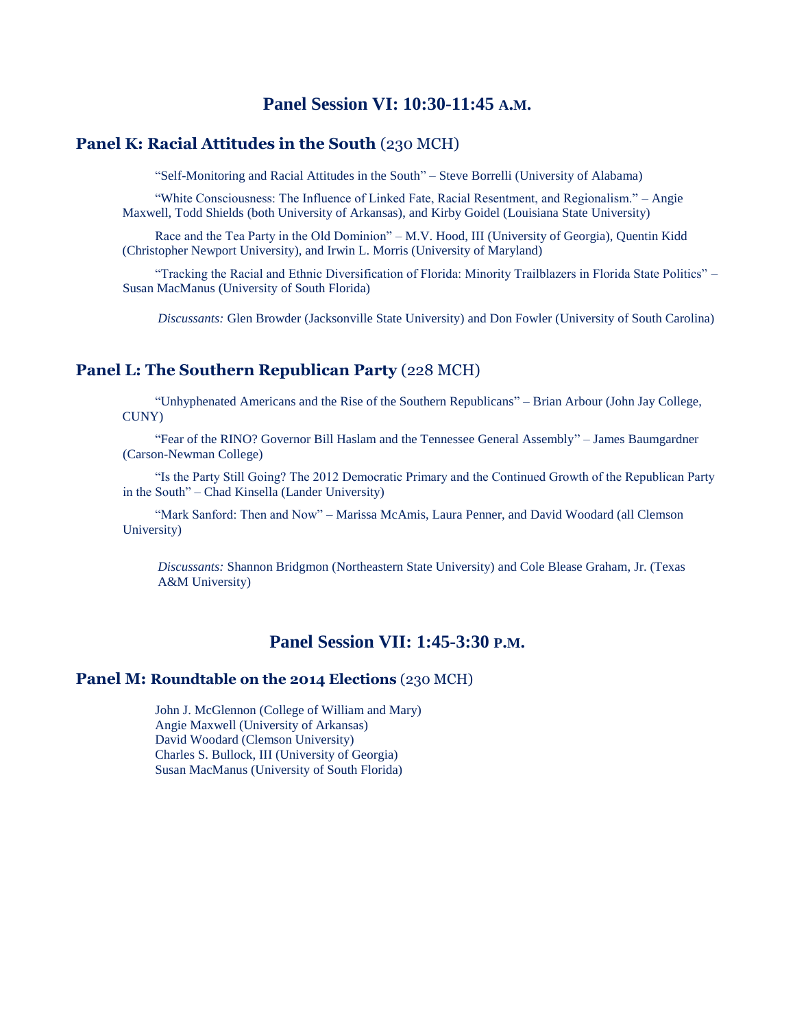## Panel Session VI: 10:30-11:45 A.M.

### **Panel K: Racial Attitudes in the South** (230 MCH)

"Self-Monitoring and Racial Attitudes in the South" – Steve Borrelli (University of Alabama)

"White Consciousness: The Influence of Linked Fate, Racial Resentment, and Regionalism." – Angie Maxwell, Todd Shields (both University of Arkansas), and Kirby Goidel (Louisiana State University)

Race and the Tea Party in the Old Dominion" – M.V. Hood, III (University of Georgia), Quentin Kidd (Christopher Newport University), and Irwin L. Morris (University of Maryland)

"Tracking the Racial and Ethnic Diversification of Florida: Minority Trailblazers in Florida State Politics" – Susan MacManus (University of South Florida)

*Discussants:* Glen Browder (Jacksonville State University) and Don Fowler (University of South Carolina)

### **Panel L: The Southern Republican Party** (228 MCH)

"Unhyphenated Americans and the Rise of the Southern Republicans" – Brian Arbour (John Jay College, CUNY)

"Fear of the RINO? Governor Bill Haslam and the Tennessee General Assembly" – James Baumgardner (Carson-Newman College)

"Is the Party Still Going? The 2012 Democratic Primary and the Continued Growth of the Republican Party in the South" – Chad Kinsella (Lander University)

"Mark Sanford: Then and Now" – Marissa McAmis, Laura Penner, and David Woodard (all Clemson University)

*Discussants:* Shannon Bridgmon (Northeastern State University) and Cole Blease Graham, Jr. (Texas A&M University)

## Panel Session VII: 1:45-3:30 P.M.

### **Panel M: Roundtable on the 2014 Elections** (230 MCH)

John J. McGlennon (College of William and Mary)
Angie Maxwell (University of Arkansas)
David Woodard (Clemson University)
Charles S. Bullock, III (University of Georgia)
Susan MacManus (University of South Florida)